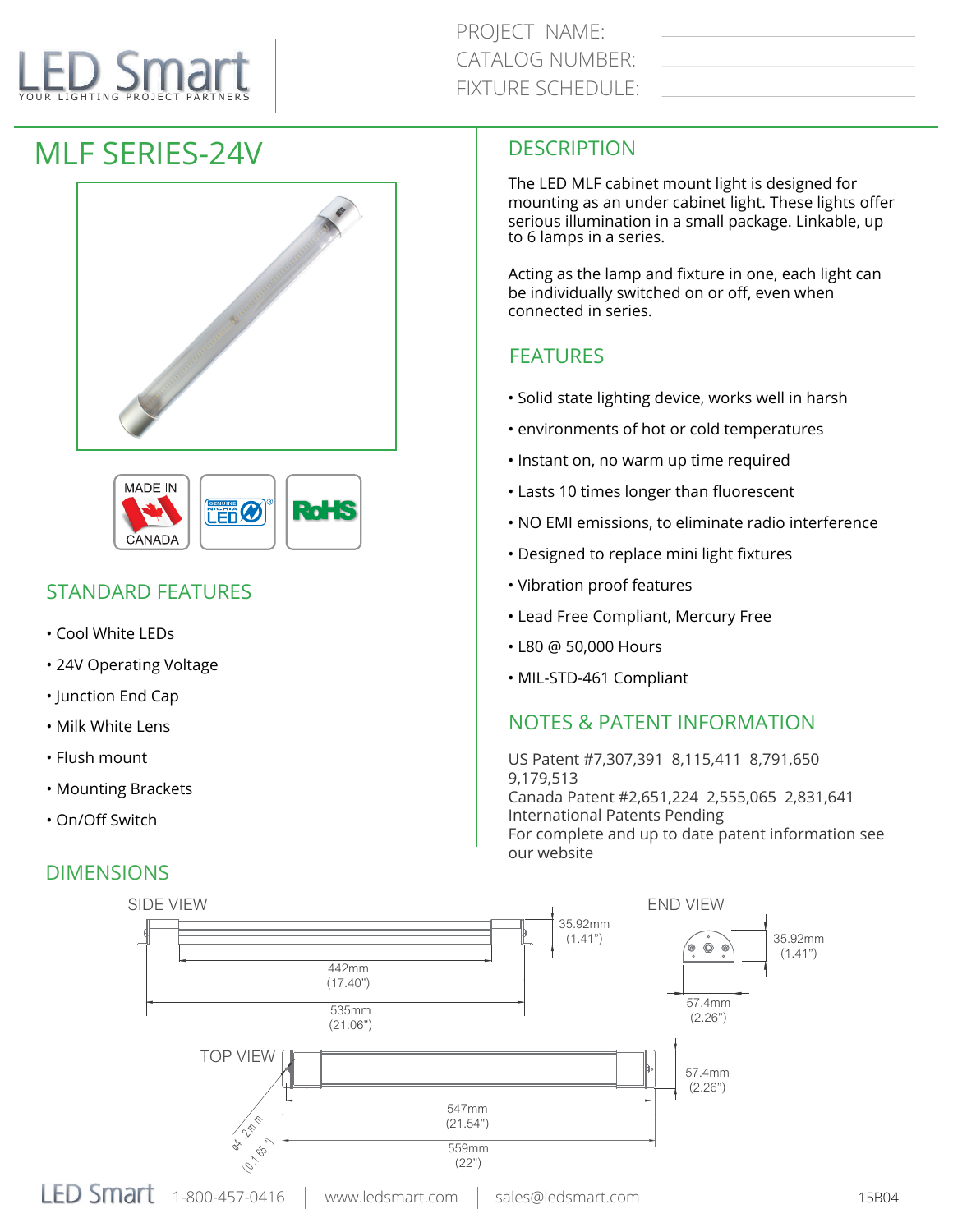LED Smart
YOUR LIGHTING PROJECT PARTNERS

PROJECT NAME:
CATALOG NUMBER:
FIXTURE SCHEDULE:

# MLF SERIES-24V

MADE IN CANADA

## STANDARD FEATURES

- Cool White LEDs
- 24V Operating Voltage
- Junction End Cap
- Milk White Lens
- Flush mount
- Mounting Brackets
- On/Off Switch

## DESCRIPTION

The LED MLF cabinet mount light is designed for mounting as an under cabinet light. These lights offer serious illumination in a small package. Linkable, up to 6 lamps in a series.

Acting as the lamp and fixture in one, each light can be individually switched on or off, even when connected in series.

## FEATURES

- Solid state lighting device, works well in harsh
- environments of hot or cold temperatures
- Instant on, no warm up time required
- Lasts 10 times longer than fluorescent
- NO EMI emissions, to eliminate radio interference
- Designed to replace mini light fixtures
- Vibration proof features
- Lead Free Compliant, Mercury Free
- L80 @ 50,000 Hours
- MIL-STD-461 Compliant

## NOTES & PATENT INFORMATION

US Patent #7,307,391 8,115,411 8,791,650 9,179,513
Canada Patent #2,651,224 2,555,065 2,831,641
International Patents Pending
For complete and up to date patent information see our website

## DIMENSIONS

SIDE VIEW

- 35.92mm (1.41")
- 442mm (17.40")
- 535mm (21.06")

END VIEW

- 35.92mm (1.41")
- 57.4mm (2.26")

TOP VIEW

- 57.4mm (2.26")
- 547mm (21.54")
- 559mm (22")
- ø4.2mm (0.165")

LED Smart 1-800-457-0416 | www.ledsmart.com | sales@ledsmart.com 15B04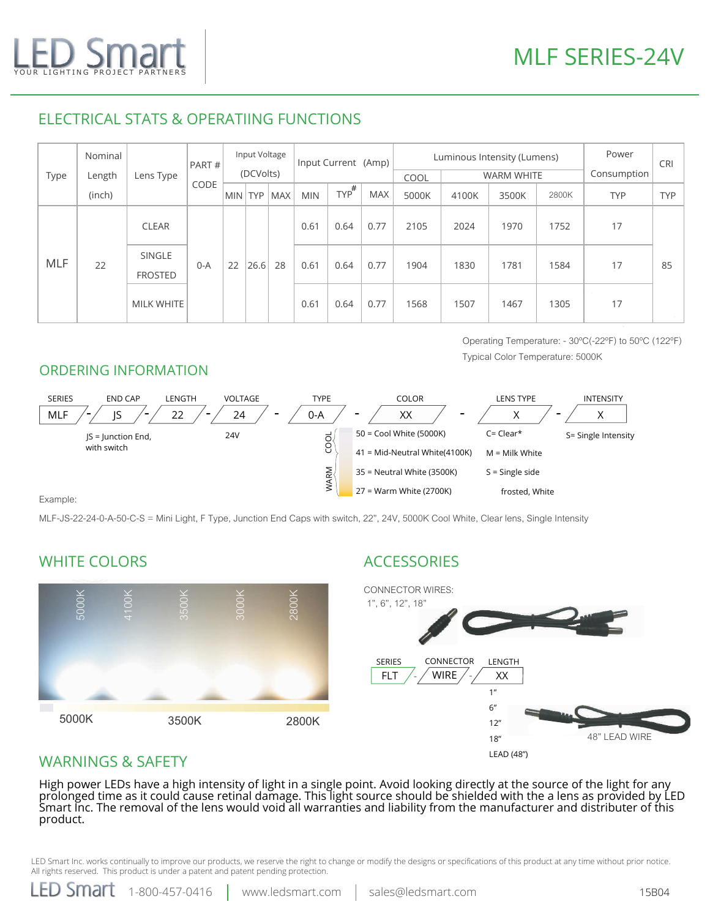# MLF SERIES-24V

## ELECTRICAL STATS & OPERATIING FUNCTIONS

| Type | Nominal Length (inch) | Lens Type | PART # CODE | Input Voltage (DCVolts) | | | Input Current (Amp) | | | Luminous Intensity (Lumens) | | | | Power Consumption | CRI |
|---|---|---|---|---|---|---|---|---|---|---|---|---|---|---|---|
| | | | | | | | | | | COOL | WARM WHITE | | | | |
| | | | | MIN | TYP | MAX | MIN | TYP# | MAX | 5000K | 4100K | 3500K | 2800K | TYP | TYP |
| MLF | 22 | CLEAR | 0-A | 22 | 26.6 | 28 | 0.61 | 0.64 | 0.77 | 2105 | 2024 | 1970 | 1752 | 17 | 85 |
| | | SINGLE FROSTED | | | | | 0.61 | 0.64 | 0.77 | 1904 | 1830 | 1781 | 1584 | 17 | |
| | | MILK WHITE | | | | | 0.61 | 0.64 | 0.77 | 1568 | 1507 | 1467 | 1305 | 17 | |

Operating Temperature: - 30ºC(-22ºF) to 50ºC (122ºF)

Typical Color Temperature: 5000K

## ORDERING INFORMATION

| SERIES | END CAP | LENGTH | VOLTAGE | TYPE | COLOR | LENS TYPE | INTENSITY |
|---|---|---|---|---|---|---|---|
| MLF | JS | 22 | 24 | 0-A | XX | X | X |

- END CAP: JS = Junction End, with switch
- VOLTAGE: 24V
- COLOR:
  - COOL: 50 = Cool White (5000K); 41 = Mid-Neutral White(4100K)
  - WARM: 35 = Neutral White (3500K); 27 = Warm White (2700K)
- LENS TYPE: C= Clear*; M = Milk White; S = Single side frosted, White
- INTENSITY: S= Single Intensity

Example:

MLF-JS-22-24-0-A-50-C-S = Mini Light, F Type, Junction End Caps with switch, 22", 24V, 5000K Cool White, Clear lens, Single Intensity

## WHITE COLORS

5000K 4100K 3500K 3000K 2800K

5000K 3500K 2800K

## ACCESSORIES

CONNECTOR WIRES:
1", 6", 12", 18"

| SERIES | CONNECTOR | LENGTH |
|---|---|---|
| FLT | WIRE | XX |

- 1"
- 6"
- 12"
- 18"
- LEAD (48")

48" LEAD WIRE

## WARNINGS & SAFETY

High power LEDs have a high intensity of light in a single point. Avoid looking directly at the source of the light for any prolonged time as it could cause retinal damage. This light source should be shielded with the a lens as provided by LED Smart Inc. The removal of the lens would void all warranties and liability from the manufacturer and distributer of this product.

LED Smart Inc. works continually to improve our products, we reserve the right to change or modify the designs or specifications of this product at any time without prior notice. All rights reserved. This product is under a patent and patent pending protection.

LED Smart 1-800-457-0416 | www.ledsmart.com | sales@ledsmart.com 15B04